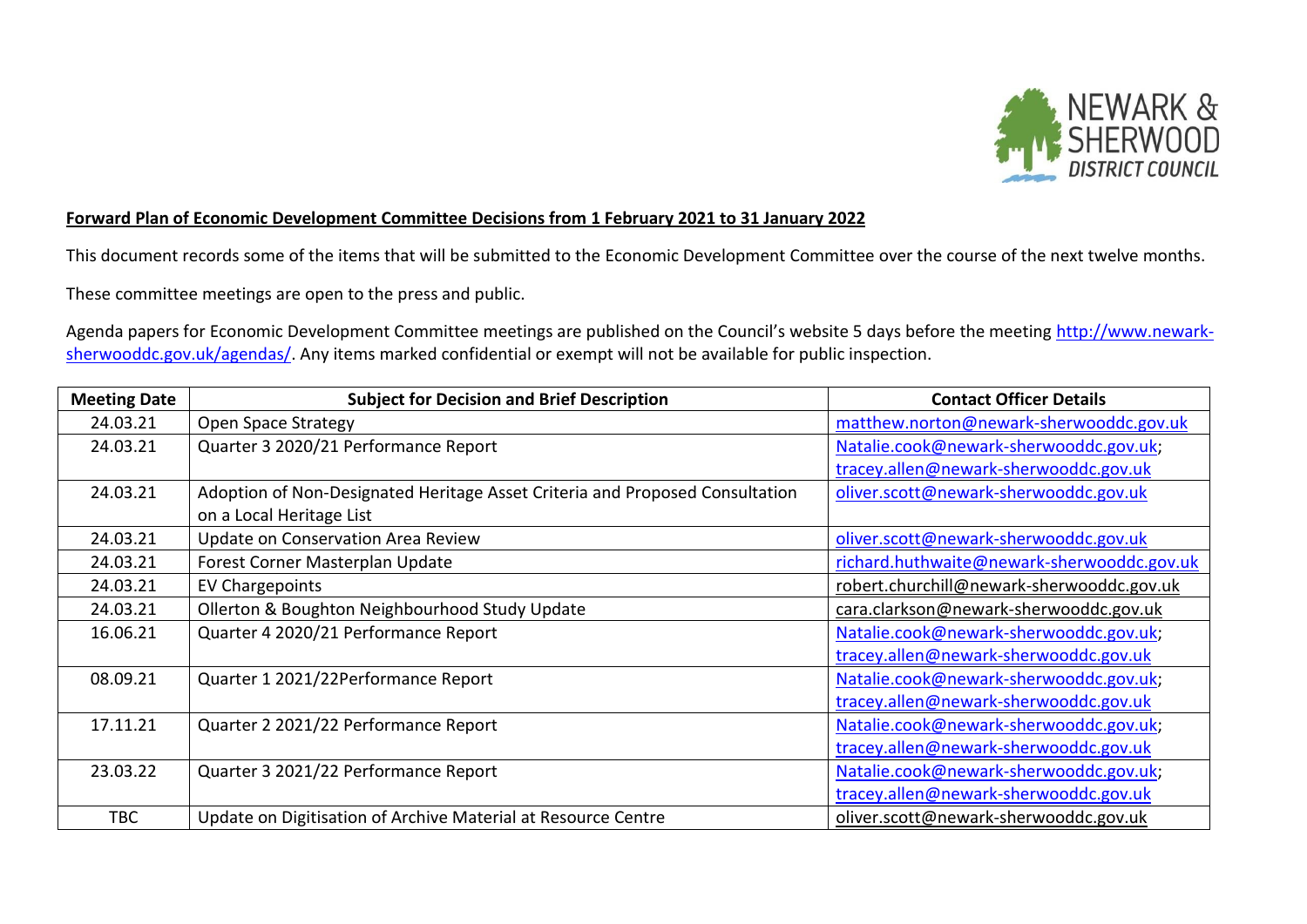NEWARK & SHERWOOD DISTRICT COUNCIL

**Forward Plan of Economic Development Committee Decisions from 1 February 2021 to 31 January 2022**

This document records some of the items that will be submitted to the Economic Development Committee over the course of the next twelve months.

These committee meetings are open to the press and public.

Agenda papers for Economic Development Committee meetings are published on the Council's website 5 days before the meeting http://www.newark-sherwooddc.gov.uk/agendas/. Any items marked confidential or exempt will not be available for public inspection.

| Meeting Date | Subject for Decision and Brief Description | Contact Officer Details |
|---|---|---|
| 24.03.21 | Open Space Strategy | matthew.norton@newark-sherwooddc.gov.uk |
| 24.03.21 | Quarter 3 2020/21 Performance Report | Natalie.cook@newark-sherwooddc.gov.uk; tracey.allen@newark-sherwooddc.gov.uk |
| 24.03.21 | Adoption of Non-Designated Heritage Asset Criteria and Proposed Consultation on a Local Heritage List | oliver.scott@newark-sherwooddc.gov.uk |
| 24.03.21 | Update on Conservation Area Review | oliver.scott@newark-sherwooddc.gov.uk |
| 24.03.21 | Forest Corner Masterplan Update | richard.huthwaite@newark-sherwooddc.gov.uk |
| 24.03.21 | EV Chargepoints | robert.churchill@newark-sherwooddc.gov.uk |
| 24.03.21 | Ollerton & Boughton Neighbourhood Study Update | cara.clarkson@newark-sherwooddc.gov.uk |
| 16.06.21 | Quarter 4 2020/21 Performance Report | Natalie.cook@newark-sherwooddc.gov.uk; tracey.allen@newark-sherwooddc.gov.uk |
| 08.09.21 | Quarter 1 2021/22Performance Report | Natalie.cook@newark-sherwooddc.gov.uk; tracey.allen@newark-sherwooddc.gov.uk |
| 17.11.21 | Quarter 2 2021/22 Performance Report | Natalie.cook@newark-sherwooddc.gov.uk; tracey.allen@newark-sherwooddc.gov.uk |
| 23.03.22 | Quarter 3 2021/22 Performance Report | Natalie.cook@newark-sherwooddc.gov.uk; tracey.allen@newark-sherwooddc.gov.uk |
| TBC | Update on Digitisation of Archive Material at Resource Centre | oliver.scott@newark-sherwooddc.gov.uk |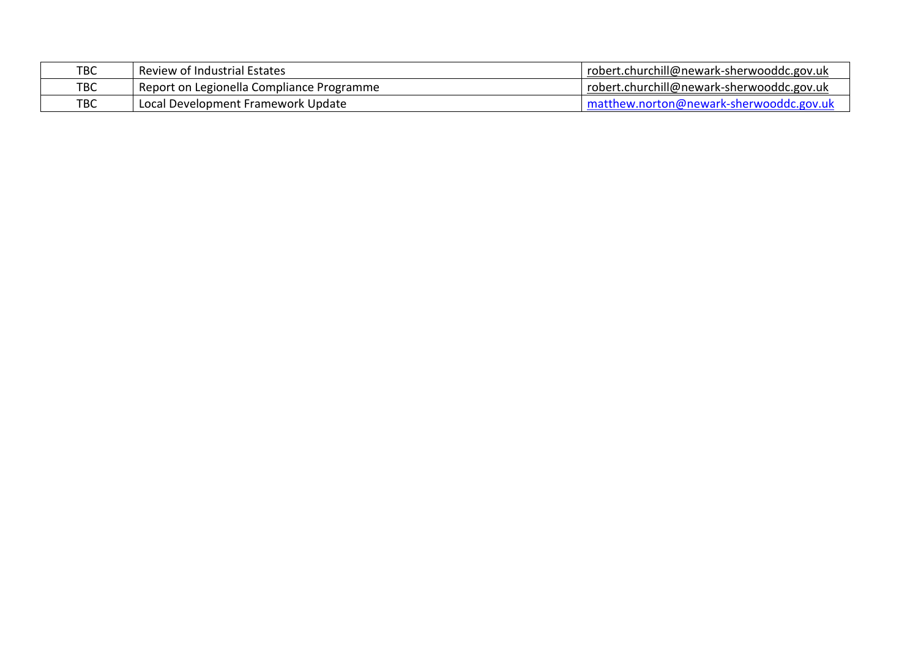| | | |
|---|---|---|
| TBC | Review of Industrial Estates | robert.churchill@newark-sherwooddc.gov.uk |
| TBC | Report on Legionella Compliance Programme | robert.churchill@newark-sherwooddc.gov.uk |
| TBC | Local Development Framework Update | matthew.norton@newark-sherwooddc.gov.uk |